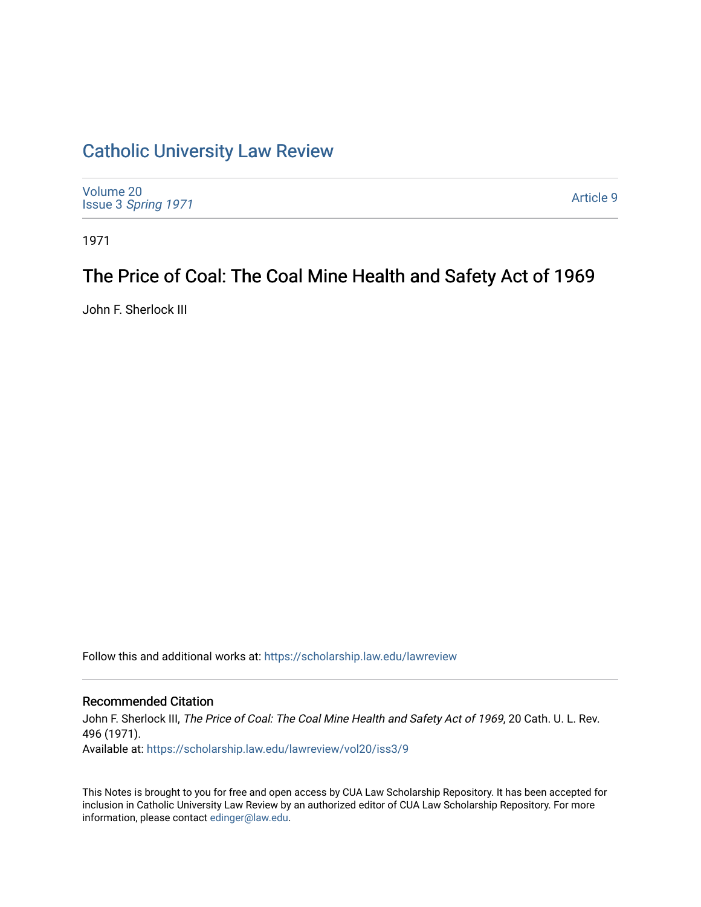# Catholic University Law Review

Volume 20
Issue 3 *Spring 1971*

Article 9

1971

## The Price of Coal: The Coal Mine Health and Safety Act of 1969

John F. Sherlock III

Follow this and additional works at: https://scholarship.law.edu/lawreview

### Recommended Citation

John F. Sherlock III, *The Price of Coal: The Coal Mine Health and Safety Act of 1969*, 20 Cath. U. L. Rev. 496 (1971).

Available at: https://scholarship.law.edu/lawreview/vol20/iss3/9

This Notes is brought to you for free and open access by CUA Law Scholarship Repository. It has been accepted for inclusion in Catholic University Law Review by an authorized editor of CUA Law Scholarship Repository. For more information, please contact edinger@law.edu.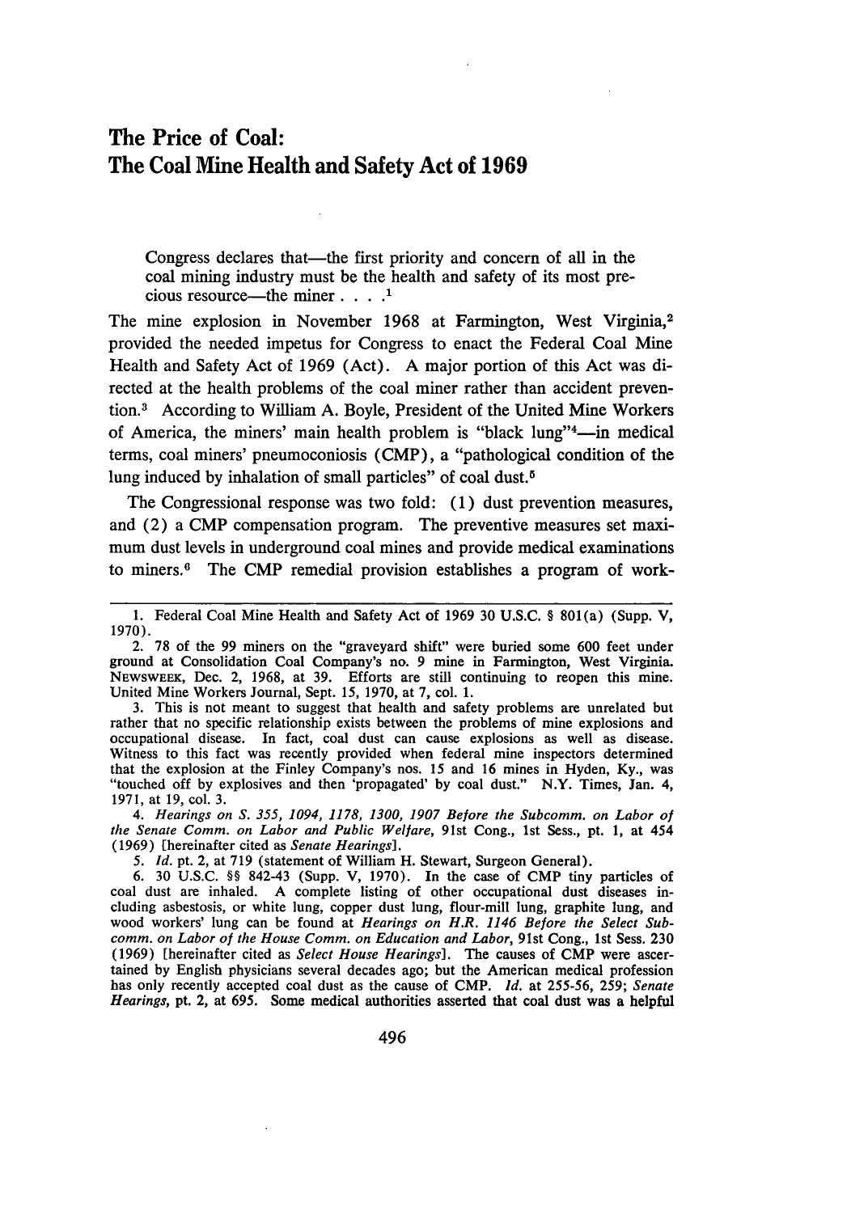# The Price of Coal: The Coal Mine Health and Safety Act of 1969

> Congress declares that—the first priority and concern of all in the coal mining industry must be the health and safety of its most precious resource—the miner . . . .[1]

The mine explosion in November 1968 at Farmington, West Virginia,[2] provided the needed impetus for Congress to enact the Federal Coal Mine Health and Safety Act of 1969 (Act). A major portion of this Act was directed at the health problems of the coal miner rather than accident prevention.[3] According to William A. Boyle, President of the United Mine Workers of America, the miners' main health problem is "black lung"[4]—in medical terms, coal miners' pneumoconiosis (CMP), a "pathological condition of the lung induced by inhalation of small particles" of coal dust.[5]

The Congressional response was two fold: (1) dust prevention measures, and (2) a CMP compensation program. The preventive measures set maximum dust levels in underground coal mines and provide medical examinations to miners.[6] The CMP remedial provision establishes a program of work-

---

1. Federal Coal Mine Health and Safety Act of 1969 30 U.S.C. § 801(a) (Supp. V, 1970).

2. 78 of the 99 miners on the "graveyard shift" were buried some 600 feet under ground at Consolidation Coal Company's no. 9 mine in Farmington, West Virginia. NEWSWEEK, Dec. 2, 1968, at 39. Efforts are still continuing to reopen this mine. United Mine Workers Journal, Sept. 15, 1970, at 7, col. 1.

3. This is not meant to suggest that health and safety problems are unrelated but rather that no specific relationship exists between the problems of mine explosions and occupational disease. In fact, coal dust can cause explosions as well as disease. Witness to this fact was recently provided when federal mine inspectors determined that the explosion at the Finley Company's nos. 15 and 16 mines in Hyden, Ky., was "touched off by explosives and then 'propagated' by coal dust." N.Y. Times, Jan. 4, 1971, at 19, col. 3.

4. *Hearings on S. 355, 1094, 1178, 1300, 1907 Before the Subcomm. on Labor of the Senate Comm. on Labor and Public Welfare*, 91st Cong., 1st Sess., pt. 1, at 454 (1969) [hereinafter cited as *Senate Hearings*].

5. *Id.* pt. 2, at 719 (statement of William H. Stewart, Surgeon General).

6. 30 U.S.C. §§ 842-43 (Supp. V, 1970). In the case of CMP tiny particles of coal dust are inhaled. A complete listing of other occupational dust diseases including asbestosis, or white lung, copper dust lung, flour-mill lung, graphite lung, and wood workers' lung can be found at *Hearings on H.R. 1146 Before the Select Subcomm. on Labor of the House Comm. on Education and Labor*, 91st Cong., 1st Sess. 230 (1969) [hereinafter cited as *Select House Hearings*]. The causes of CMP were ascertained by English physicians several decades ago; but the American medical profession has only recently accepted coal dust as the cause of CMP. *Id.* at 255-56, 259; *Senate Hearings*, pt. 2, at 695. Some medical authorities asserted that coal dust was a helpful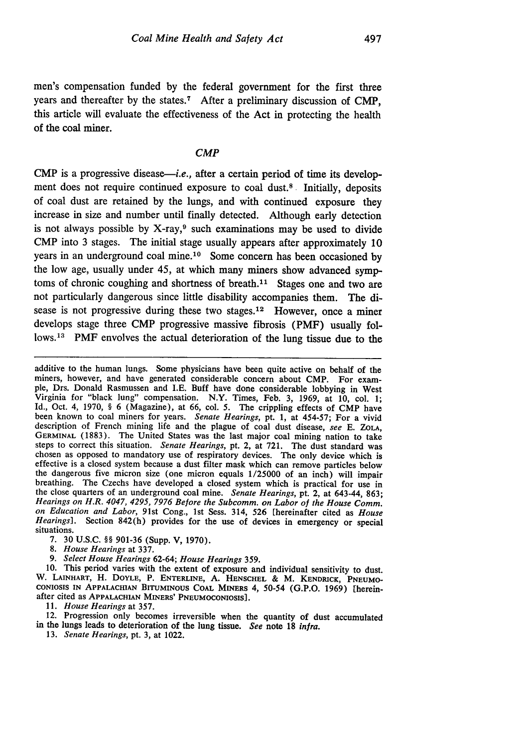men's compensation funded by the federal government for the first three years and thereafter by the states.[7] After a preliminary discussion of CMP, this article will evaluate the effectiveness of the Act in protecting the health of the coal miner.

## *CMP*

CMP is a progressive disease—*i.e.*, after a certain period of time its development does not require continued exposure to coal dust.[8] Initially, deposits of coal dust are retained by the lungs, and with continued exposure they increase in size and number until finally detected. Although early detection is not always possible by X-ray,[9] such examinations may be used to divide CMP into 3 stages. The initial stage usually appears after approximately 10 years in an underground coal mine.[10] Some concern has been occasioned by the low age, usually under 45, at which many miners show advanced symptoms of chronic coughing and shortness of breath.[11] Stages one and two are not particularly dangerous since little disability accompanies them. The disease is not progressive during these two stages.[12] However, once a miner develops stage three CMP progressive massive fibrosis (PMF) usually follows.[13] PMF envolves the actual deterioration of the lung tissue due to the

---

additive to the human lungs. Some physicians have been quite active on behalf of the miners, however, and have generated considerable concern about CMP. For example, Drs. Donald Rasmussen and I.E. Buff have done considerable lobbying in West Virginia for "black lung" compensation. N.Y. Times, Feb. 3, 1969, at 10, col. 1; Id., Oct. 4, 1970, § 6 (Magazine), at 66, col. 5. The crippling effects of CMP have been known to coal miners for years. *Senate Hearings*, pt. 1, at 454-57; For a vivid description of French mining life and the plague of coal dust disease, *see* E. ZOLA, GERMINAL (1883). The United States was the last major coal mining nation to take steps to correct this situation. *Senate Hearings*, pt. 2, at 721. The dust standard was chosen as opposed to mandatory use of respiratory devices. The only device which is effective is a closed system because a dust filter mask which can remove particles below the dangerous five micron size (one micron equals 1/25000 of an inch) will impair breathing. The Czechs have developed a closed system which is practical for use in the close quarters of an underground coal mine. *Senate Hearings*, pt. 2, at 643-44, 863; *Hearings on H.R. 4047, 4295, 7976 Before the Subcomm. on Labor of the House Comm. on Education and Labor*, 91st Cong., 1st Sess. 314, 526 [hereinafter cited as *House Hearings*]. Section 842(h) provides for the use of devices in emergency or special situations.

7. 30 U.S.C. §§ 901-36 (Supp. V, 1970).

8. *House Hearings* at 337.

9. *Select House Hearings* 62-64; *House Hearings* 359.

10. This period varies with the extent of exposure and individual sensitivity to dust. W. LAINHART, H. DOYLE, P. ENTERLINE, A. HENSCHEL & M. KENDRICK, PNEUMOCONIOSIS IN APPALACHIAN BITUMINOUS COAL MINERS 4, 50-54 (G.P.O. 1969) [hereinafter cited as APPALACHIAN MINERS' PNEUMOCONIOSIS].

11. *House Hearings* at 357.

12. Progression only becomes irreversible when the quantity of dust accumulated in the lungs leads to deterioration of the lung tissue. *See* note 18 *infra*.

13. *Senate Hearings*, pt. 3, at 1022.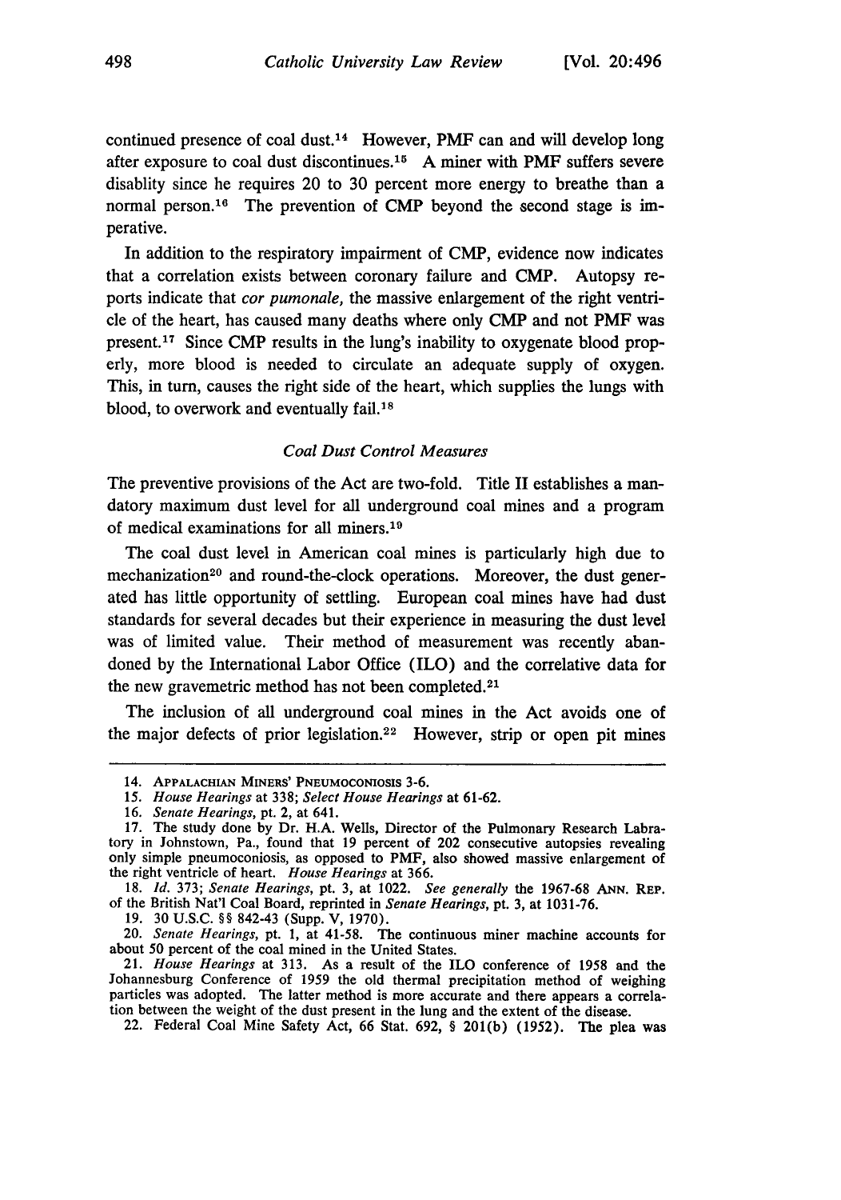continued presence of coal dust.[14] However, PMF can and will develop long after exposure to coal dust discontinues.[15] A miner with PMF suffers severe disablity since he requires 20 to 30 percent more energy to breathe than a normal person.[16] The prevention of CMP beyond the second stage is imperative.

In addition to the respiratory impairment of CMP, evidence now indicates that a correlation exists between coronary failure and CMP. Autopsy reports indicate that *cor pumonale,* the massive enlargement of the right ventricle of the heart, has caused many deaths where only CMP and not PMF was present.[17] Since CMP results in the lung's inability to oxygenate blood properly, more blood is needed to circulate an adequate supply of oxygen. This, in turn, causes the right side of the heart, which supplies the lungs with blood, to overwork and eventually fail.[18]

### *Coal Dust Control Measures*

The preventive provisions of the Act are two-fold. Title II establishes a mandatory maximum dust level for all underground coal mines and a program of medical examinations for all miners.[19]

The coal dust level in American coal mines is particularly high due to mechanization[20] and round-the-clock operations. Moreover, the dust generated has little opportunity of settling. European coal mines have had dust standards for several decades but their experience in measuring the dust level was of limited value. Their method of measurement was recently abandoned by the International Labor Office (ILO) and the correlative data for the new gravemetric method has not been completed.[21]

The inclusion of all underground coal mines in the Act avoids one of the major defects of prior legislation.[22] However, strip or open pit mines

---

14. APPALACHIAN MINERS' PNEUMOCONIOSIS 3-6.

15. *House Hearings* at 338; *Select House Hearings* at 61-62.

16. *Senate Hearings*, pt. 2, at 641.

17. The study done by Dr. H.A. Wells, Director of the Pulmonary Research Labratory in Johnstown, Pa., found that 19 percent of 202 consecutive autopsies revealing only simple pneumoconiosis, as opposed to PMF, also showed massive enlargement of the right ventricle of heart. *House Hearings* at 366.

18. *Id.* 373; *Senate Hearings*, pt. 3, at 1022. *See generally* the 1967-68 ANN. REP. of the British Nat'l Coal Board, reprinted in *Senate Hearings*, pt. 3, at 1031-76.

19. 30 U.S.C. §§ 842-43 (Supp. V, 1970).

20. *Senate Hearings*, pt. 1, at 41-58. The continuous miner machine accounts for about 50 percent of the coal mined in the United States.

21. *House Hearings* at 313. As a result of the ILO conference of 1958 and the Johannesburg Conference of 1959 the old thermal precipitation method of weighing particles was adopted. The latter method is more accurate and there appears a correlation between the weight of the dust present in the lung and the extent of the disease.

22. Federal Coal Mine Safety Act, 66 Stat. 692, § 201(b) (1952). The plea was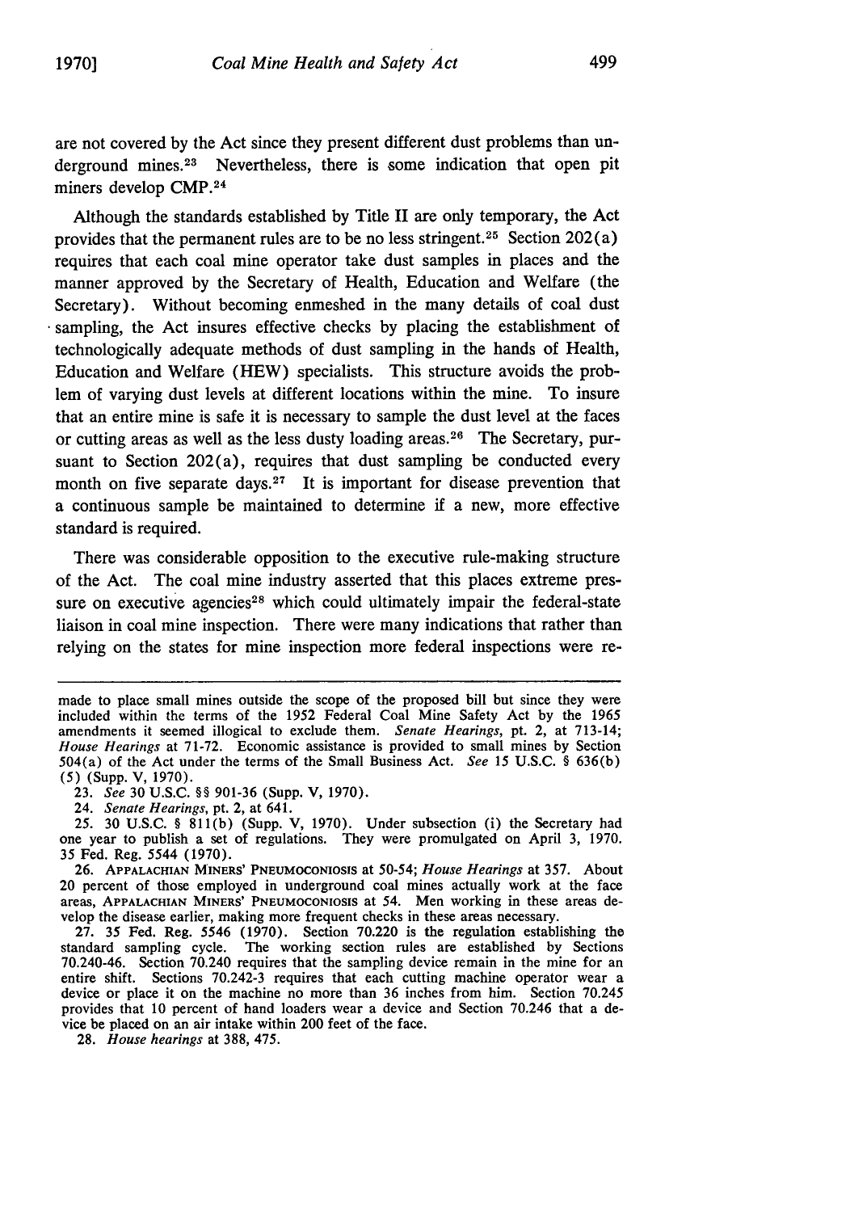are not covered by the Act since they present different dust problems than underground mines.[23] Nevertheless, there is some indication that open pit miners develop CMP.[24]

Although the standards established by Title II are only temporary, the Act provides that the permanent rules are to be no less stringent.[25] Section 202(a) requires that each coal mine operator take dust samples in places and the manner approved by the Secretary of Health, Education and Welfare (the Secretary). Without becoming enmeshed in the many details of coal dust sampling, the Act insures effective checks by placing the establishment of technologically adequate methods of dust sampling in the hands of Health, Education and Welfare (HEW) specialists. This structure avoids the problem of varying dust levels at different locations within the mine. To insure that an entire mine is safe it is necessary to sample the dust level at the faces or cutting areas as well as the less dusty loading areas.[26] The Secretary, pursuant to Section 202(a), requires that dust sampling be conducted every month on five separate days.[27] It is important for disease prevention that a continuous sample be maintained to determine if a new, more effective standard is required.

There was considerable opposition to the executive rule-making structure of the Act. The coal mine industry asserted that this places extreme pressure on executive agencies[28] which could ultimately impair the federal-state liaison in coal mine inspection. There were many indications that rather than relying on the states for mine inspection more federal inspections were re-

---

made to place small mines outside the scope of the proposed bill but since they were included within the terms of the 1952 Federal Coal Mine Safety Act by the 1965 amendments it seemed illogical to exclude them. *Senate Hearings*, pt. 2, at 713-14; *House Hearings* at 71-72. Economic assistance is provided to small mines by Section 504(a) of the Act under the terms of the Small Business Act. *See* 15 U.S.C. § 636(b) (5) (Supp. V, 1970).

23. *See* 30 U.S.C. §§ 901-36 (Supp. V, 1970).

24. *Senate Hearings*, pt. 2, at 641.

25. 30 U.S.C. § 811(b) (Supp. V, 1970). Under subsection (i) the Secretary had one year to publish a set of regulations. They were promulgated on April 3, 1970. 35 Fed. Reg. 5544 (1970).

26. APPALACHIAN MINERS' PNEUMOCONIOSIS at 50-54; *House Hearings* at 357. About 20 percent of those employed in underground coal mines actually work at the face areas, APPALACHIAN MINERS' PNEUMOCONIOSIS at 54. Men working in these areas develop the disease earlier, making more frequent checks in these areas necessary.

27. 35 Fed. Reg. 5546 (1970). Section 70.220 is the regulation establishing the standard sampling cycle. The working section rules are established by Sections 70.240-46. Section 70.240 requires that the sampling device remain in the mine for an entire shift. Sections 70.242-3 requires that each cutting machine operator wear a device or place it on the machine no more than 36 inches from him. Section 70.245 provides that 10 percent of hand loaders wear a device and Section 70.246 that a device be placed on an air intake within 200 feet of the face.

28. *House hearings* at 388, 475.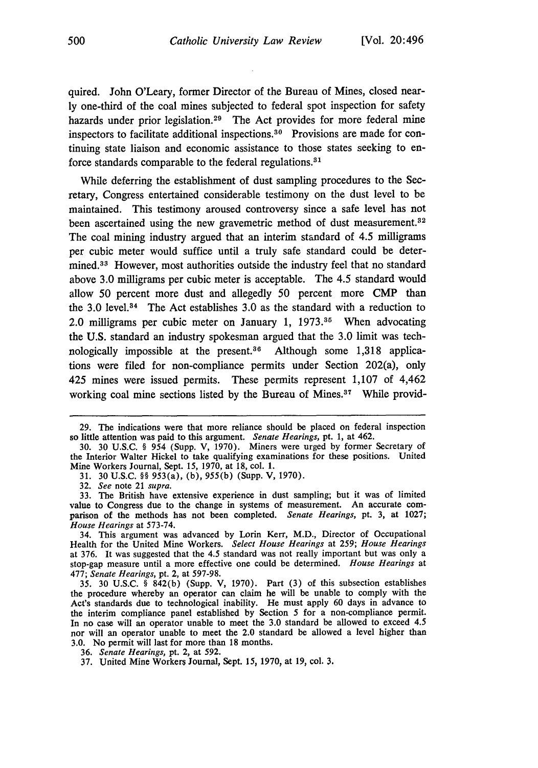quired. John O'Leary, former Director of the Bureau of Mines, closed nearly one-third of the coal mines subjected to federal spot inspection for safety hazards under prior legislation.[29] The Act provides for more federal mine inspectors to facilitate additional inspections.[30] Provisions are made for continuing state liaison and economic assistance to those states seeking to enforce standards comparable to the federal regulations.[31]

While deferring the establishment of dust sampling procedures to the Secretary, Congress entertained considerable testimony on the dust level to be maintained. This testimony aroused controversy since a safe level has not been ascertained using the new gravemetric method of dust measurement.[32] The coal mining industry argued that an interim standard of 4.5 milligrams per cubic meter would suffice until a truly safe standard could be determined.[33] However, most authorities outside the industry feel that no standard above 3.0 milligrams per cubic meter is acceptable. The 4.5 standard would allow 50 percent more dust and allegedly 50 percent more CMP than the 3.0 level.[34] The Act establishes 3.0 as the standard with a reduction to 2.0 milligrams per cubic meter on January 1, 1973.[35] When advocating the U.S. standard an industry spokesman argued that the 3.0 limit was technologically impossible at the present.[36] Although some 1,318 applications were filed for non-compliance permits under Section 202(a), only 425 mines were issued permits. These permits represent 1,107 of 4,462 working coal mine sections listed by the Bureau of Mines.[37] While provid-

---

29. The indications were that more reliance should be placed on federal inspection so little attention was paid to this argument. *Senate Hearings*, pt. 1, at 462.

30. 30 U.S.C. § 954 (Supp. V, 1970). Miners were urged by former Secretary of the Interior Walter Hickel to take qualifying examinations for these positions. United Mine Workers Journal, Sept. 15, 1970, at 18, col. 1.

31. 30 U.S.C. §§ 953(a), (b), 955(b) (Supp. V, 1970).

32. *See* note 21 *supra*.

33. The British have extensive experience in dust sampling; but it was of limited value to Congress due to the change in systems of measurement. An accurate comparison of the methods has not been completed. *Senate Hearings*, pt. 3, at 1027; *House Hearings* at 573-74.

34. This argument was advanced by Lorin Kerr, M.D., Director of Occupational Health for the United Mine Workers. *Select House Hearings* at 259; *House Hearings* at 376. It was suggested that the 4.5 standard was not really important but was only a stop-gap measure until a more effective one could be determined. *House Hearings* at 477; *Senate Hearings*, pt. 2, at 597-98.

35. 30 U.S.C. § 842(b) (Supp. V, 1970). Part (3) of this subsection establishes the procedure whereby an operator can claim he will be unable to comply with the Act's standards due to technological inability. He must apply 60 days in advance to the interim compliance panel established by Section 5 for a non-compliance permit. In no case will an operator unable to meet the 3.0 standard be allowed to exceed 4.5 nor will an operator unable to meet the 2.0 standard be allowed a level higher than 3.0. No permit will last for more than 18 months.

36. *Senate Hearings*, pt. 2, at 592.

37. United Mine Workers Journal, Sept. 15, 1970, at 19, col. 3.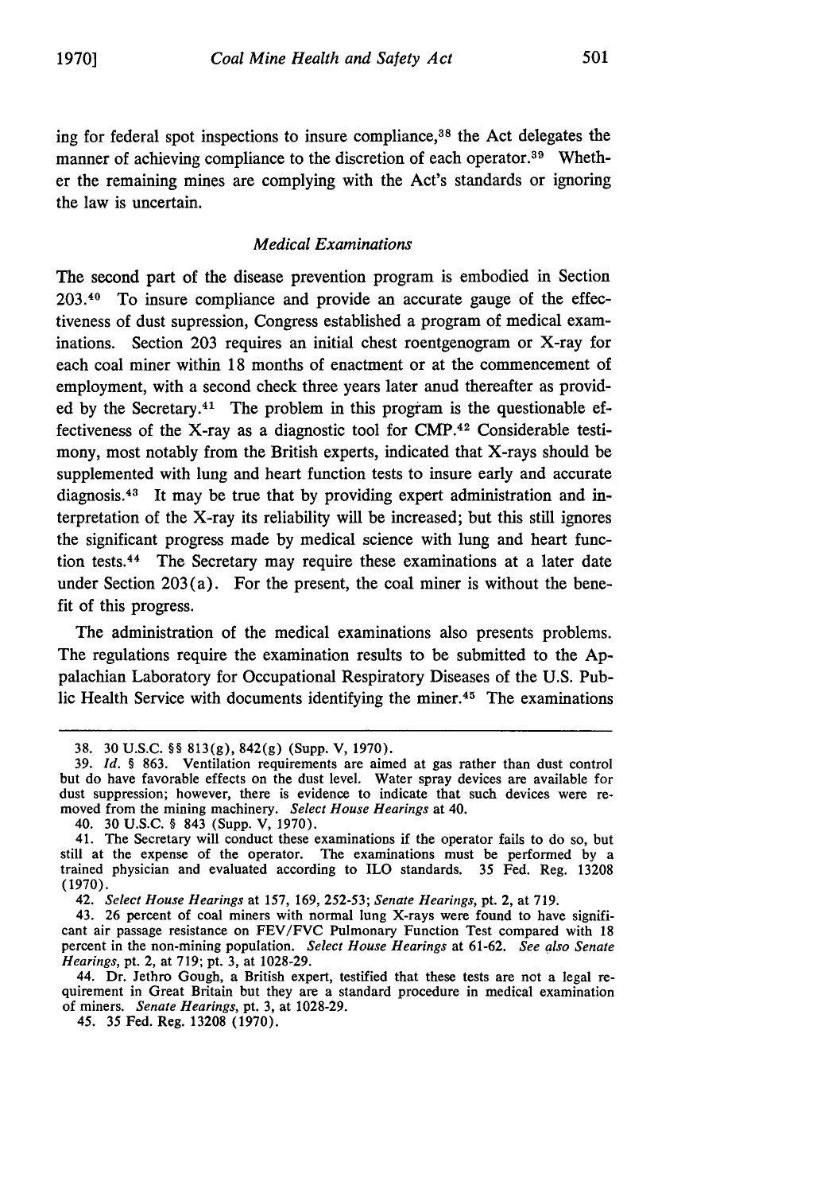ing for federal spot inspections to insure compliance,[38] the Act delegates the manner of achieving compliance to the discretion of each operator.[39] Whether the remaining mines are complying with the Act's standards or ignoring the law is uncertain.

### *Medical Examinations*

The second part of the disease prevention program is embodied in Section 203.[40] To insure compliance and provide an accurate gauge of the effectiveness of dust supression, Congress established a program of medical examinations. Section 203 requires an initial chest roentgenogram or X-ray for each coal miner within 18 months of enactment or at the commencement of employment, with a second check three years later anud thereafter as provided by the Secretary.[41] The problem in this program is the questionable effectiveness of the X-ray as a diagnostic tool for CMP.[42] Considerable testimony, most notably from the British experts, indicated that X-rays should be supplemented with lung and heart function tests to insure early and accurate diagnosis.[43] It may be true that by providing expert administration and interpretation of the X-ray its reliability will be increased; but this still ignores the significant progress made by medical science with lung and heart function tests.[44] The Secretary may require these examinations at a later date under Section 203(a). For the present, the coal miner is without the benefit of this progress.

The administration of the medical examinations also presents problems. The regulations require the examination results to be submitted to the Appalachian Laboratory for Occupational Respiratory Diseases of the U.S. Public Health Service with documents identifying the miner.[45] The examinations

---

38. 30 U.S.C. §§ 813(g), 842(g) (Supp. V, 1970).

39. *Id.* § 863. Ventilation requirements are aimed at gas rather than dust control but do have favorable effects on the dust level. Water spray devices are available for dust suppression; however, there is evidence to indicate that such devices were removed from the mining machinery. *Select House Hearings* at 40.

40. 30 U.S.C. § 843 (Supp. V, 1970).

41. The Secretary will conduct these examinations if the operator fails to do so, but still at the expense of the operator. The examinations must be performed by a trained physician and evaluated according to ILO standards. 35 Fed. Reg. 13208 (1970).

42. *Select House Hearings* at 157, 169, 252-53; *Senate Hearings*, pt. 2, at 719.

43. 26 percent of coal miners with normal lung X-rays were found to have significant air passage resistance on FEV/FVC Pulmonary Function Test compared with 18 percent in the non-mining population. *Select House Hearings* at 61-62. *See also Senate Hearings*, pt. 2, at 719; pt. 3, at 1028-29.

44. Dr. Jethro Gough, a British expert, testified that these tests are not a legal requirement in Great Britain but they are a standard procedure in medical examination of miners. *Senate Hearings*, pt. 3, at 1028-29.

45. 35 Fed. Reg. 13208 (1970).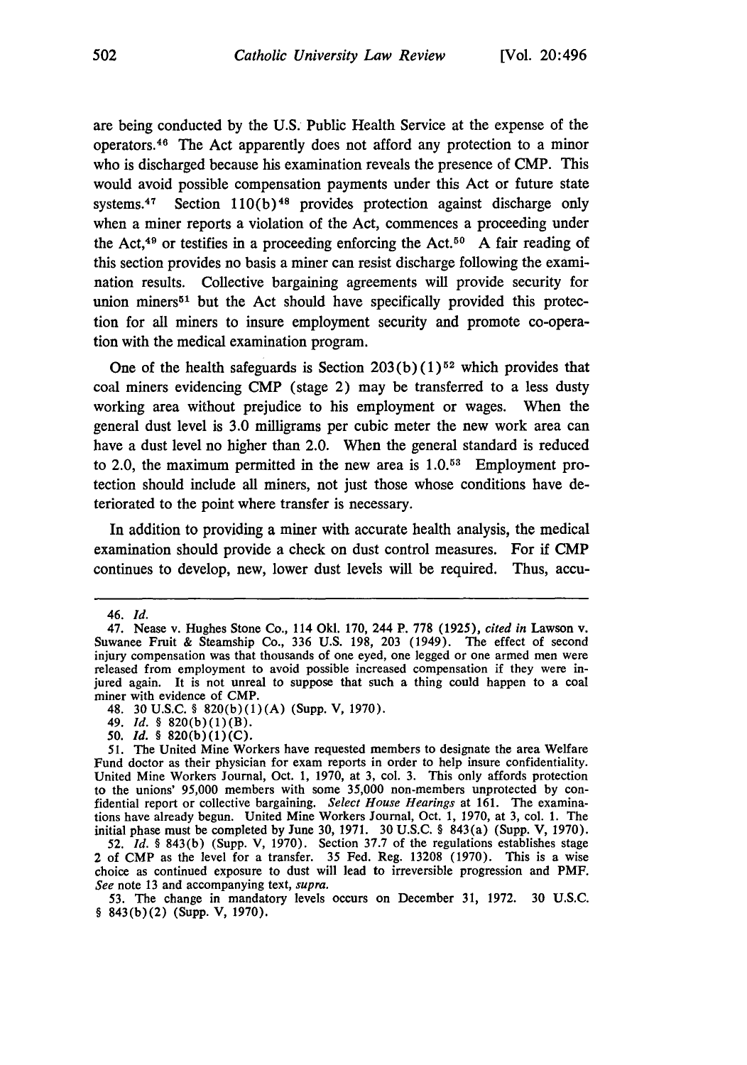are being conducted by the U.S. Public Health Service at the expense of the operators.[46] The Act apparently does not afford any protection to a minor who is discharged because his examination reveals the presence of CMP. This would avoid possible compensation payments under this Act or future state systems.[47] Section 110(b)[48] provides protection against discharge only when a miner reports a violation of the Act, commences a proceeding under the Act,[49] or testifies in a proceeding enforcing the Act.[50] A fair reading of this section provides no basis a miner can resist discharge following the examination results. Collective bargaining agreements will provide security for union miners[51] but the Act should have specifically provided this protection for all miners to insure employment security and promote co-operation with the medical examination program.

One of the health safeguards is Section 203(b)(1)[52] which provides that coal miners evidencing CMP (stage 2) may be transferred to a less dusty working area without prejudice to his employment or wages. When the general dust level is 3.0 milligrams per cubic meter the new work area can have a dust level no higher than 2.0. When the general standard is reduced to 2.0, the maximum permitted in the new area is 1.0.[53] Employment protection should include all miners, not just those whose conditions have deteriorated to the point where transfer is necessary.

In addition to providing a miner with accurate health analysis, the medical examination should provide a check on dust control measures. For if CMP continues to develop, new, lower dust levels will be required. Thus, accu-

---

46. *Id.*

47. Nease v. Hughes Stone Co., 114 Okl. 170, 244 P. 778 (1925), *cited in* Lawson v. Suwanee Fruit & Steamship Co., 336 U.S. 198, 203 (1949). The effect of second injury compensation was that thousands of one eyed, one legged or one armed men were released from employment to avoid possible increased compensation if they were injured again. It is not unreal to suppose that such a thing could happen to a coal miner with evidence of CMP.

48. 30 U.S.C. § 820(b)(1)(A) (Supp. V, 1970).

49. *Id.* § 820(b)(1)(B).

50. *Id.* § 820(b)(1)(C).

51. The United Mine Workers have requested members to designate the area Welfare Fund doctor as their physician for exam reports in order to help insure confidentiality. United Mine Workers Journal, Oct. 1, 1970, at 3, col. 3. This only affords protection to the unions' 95,000 members with some 35,000 non-members unprotected by confidential report or collective bargaining. *Select House Hearings* at 161. The examinations have already begun. United Mine Workers Journal, Oct. 1, 1970, at 3, col. 1. The initial phase must be completed by June 30, 1971. 30 U.S.C. § 843(a) (Supp. V, 1970).

52. *Id.* § 843(b) (Supp. V, 1970). Section 37.7 of the regulations establishes stage 2 of CMP as the level for a transfer. 35 Fed. Reg. 13208 (1970). This is a wise choice as continued exposure to dust will lead to irreversible progression and PMF. *See* note 13 and accompanying text, *supra.*

53. The change in mandatory levels occurs on December 31, 1972. 30 U.S.C. § 843(b)(2) (Supp. V, 1970).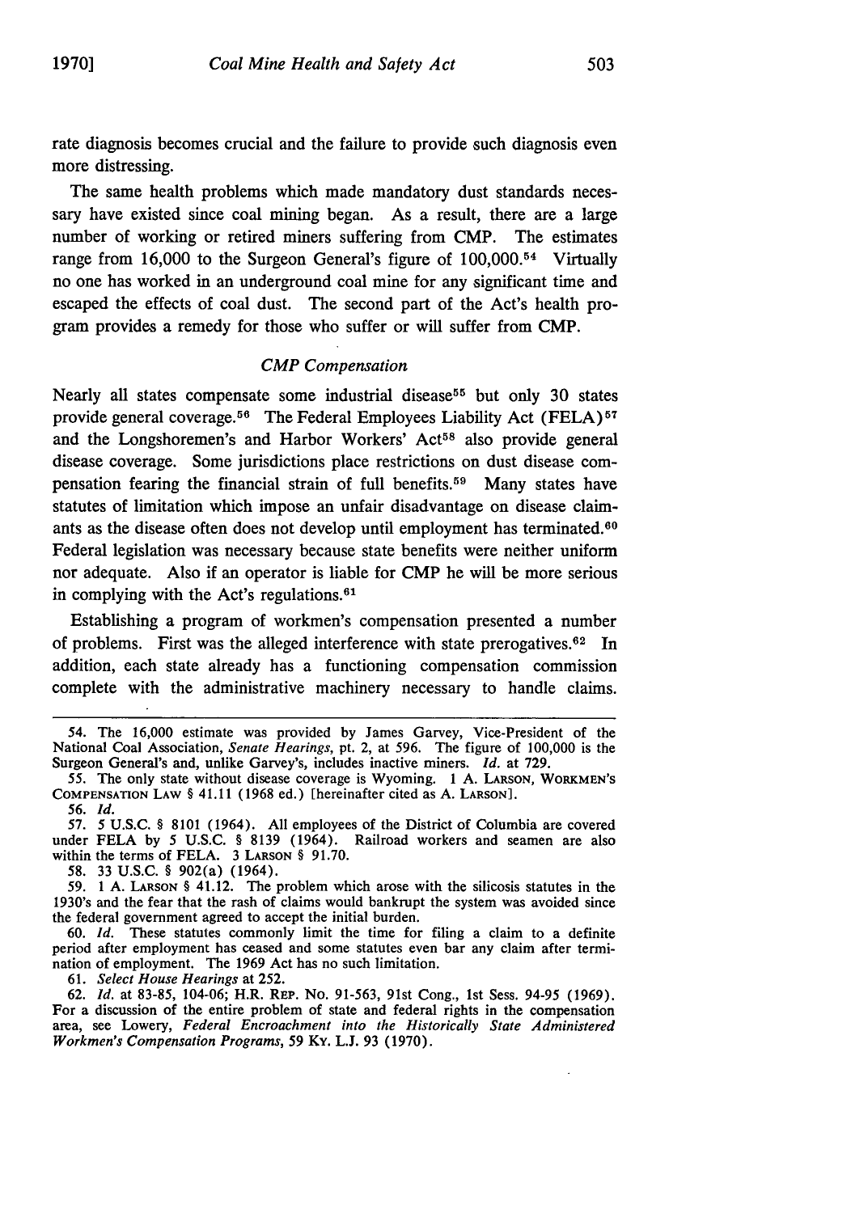rate diagnosis becomes crucial and the failure to provide such diagnosis even more distressing.

The same health problems which made mandatory dust standards necessary have existed since coal mining began. As a result, there are a large number of working or retired miners suffering from CMP. The estimates range from 16,000 to the Surgeon General's figure of 100,000.[54] Virtually no one has worked in an underground coal mine for any significant time and escaped the effects of coal dust. The second part of the Act's health program provides a remedy for those who suffer or will suffer from CMP.

### *CMP Compensation*

Nearly all states compensate some industrial disease[55] but only 30 states provide general coverage.[56] The Federal Employees Liability Act (FELA)[57] and the Longshoremen's and Harbor Workers' Act[58] also provide general disease coverage. Some jurisdictions place restrictions on dust disease compensation fearing the financial strain of full benefits.[59] Many states have statutes of limitation which impose an unfair disadvantage on disease claimants as the disease often does not develop until employment has terminated.[60] Federal legislation was necessary because state benefits were neither uniform nor adequate. Also if an operator is liable for CMP he will be more serious in complying with the Act's regulations.[61]

Establishing a program of workmen's compensation presented a number of problems. First was the alleged interference with state prerogatives.[62] In addition, each state already has a functioning compensation commission complete with the administrative machinery necessary to handle claims.

---

54. The 16,000 estimate was provided by James Garvey, Vice-President of the National Coal Association, *Senate Hearings*, pt. 2, at 596. The figure of 100,000 is the Surgeon General's and, unlike Garvey's, includes inactive miners. *Id.* at 729.

55. The only state without disease coverage is Wyoming. 1 A. LARSON, WORKMEN'S COMPENSATION LAW § 41.11 (1968 ed.) [hereinafter cited as A. LARSON].

56. *Id.*

57. 5 U.S.C. § 8101 (1964). All employees of the District of Columbia are covered under FELA by 5 U.S.C. § 8139 (1964). Railroad workers and seamen are also within the terms of FELA. 3 LARSON § 91.70.

58. 33 U.S.C. § 902(a) (1964).

59. 1 A. LARSON § 41.12. The problem which arose with the silicosis statutes in the 1930's and the fear that the rash of claims would bankrupt the system was avoided since the federal government agreed to accept the initial burden.

60. *Id.* These statutes commonly limit the time for filing a claim to a definite period after employment has ceased and some statutes even bar any claim after termination of employment. The 1969 Act has no such limitation.

61. *Select House Hearings* at 252.

62. *Id.* at 83-85, 104-06; H.R. REP. No. 91-563, 91st Cong., 1st Sess. 94-95 (1969). For a discussion of the entire problem of state and federal rights in the compensation area, see Lowery, *Federal Encroachment into the Historically State Administered Workmen's Compensation Programs*, 59 KY. L.J. 93 (1970).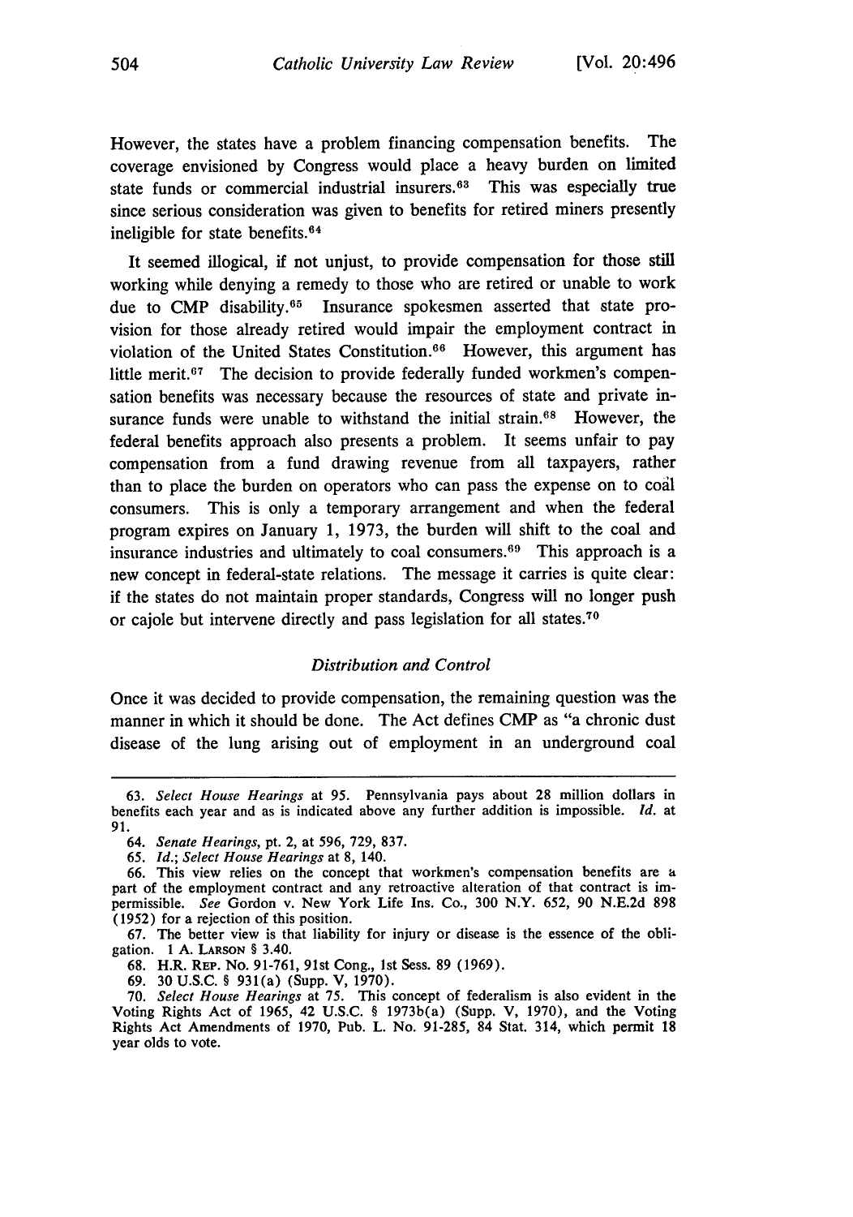However, the states have a problem financing compensation benefits. The coverage envisioned by Congress would place a heavy burden on limited state funds or commercial industrial insurers.[63] This was especially true since serious consideration was given to benefits for retired miners presently ineligible for state benefits.[64]

It seemed illogical, if not unjust, to provide compensation for those still working while denying a remedy to those who are retired or unable to work due to CMP disability.[65] Insurance spokesmen asserted that state provision for those already retired would impair the employment contract in violation of the United States Constitution.[66] However, this argument has little merit.[67] The decision to provide federally funded workmen's compensation benefits was necessary because the resources of state and private insurance funds were unable to withstand the initial strain.[68] However, the federal benefits approach also presents a problem. It seems unfair to pay compensation from a fund drawing revenue from all taxpayers, rather than to place the burden on operators who can pass the expense on to coal consumers. This is only a temporary arrangement and when the federal program expires on January 1, 1973, the burden will shift to the coal and insurance industries and ultimately to coal consumers.[69] This approach is a new concept in federal-state relations. The message it carries is quite clear: if the states do not maintain proper standards, Congress will no longer push or cajole but intervene directly and pass legislation for all states.[70]

### *Distribution and Control*

Once it was decided to provide compensation, the remaining question was the manner in which it should be done. The Act defines CMP as "a chronic dust disease of the lung arising out of employment in an underground coal

---

63. *Select House Hearings* at 95. Pennsylvania pays about 28 million dollars in benefits each year and as is indicated above any further addition is impossible. *Id.* at 91.

64. *Senate Hearings*, pt. 2, at 596, 729, 837.

65. *Id.*; *Select House Hearings* at 8, 140.

66. This view relies on the concept that workmen's compensation benefits are a part of the employment contract and any retroactive alteration of that contract is impermissible. *See* Gordon v. New York Life Ins. Co., 300 N.Y. 652, 90 N.E.2d 898 (1952) for a rejection of this position.

67. The better view is that liability for injury or disease is the essence of the obligation. 1 A. LARSON § 3.40.

68. H.R. REP. No. 91-761, 91st Cong., 1st Sess. 89 (1969).

69. 30 U.S.C. § 931(a) (Supp. V, 1970).

70. *Select House Hearings* at 75. This concept of federalism is also evident in the Voting Rights Act of 1965, 42 U.S.C. § 1973b(a) (Supp. V, 1970), and the Voting Rights Act Amendments of 1970, Pub. L. No. 91-285, 84 Stat. 314, which permit 18 year olds to vote.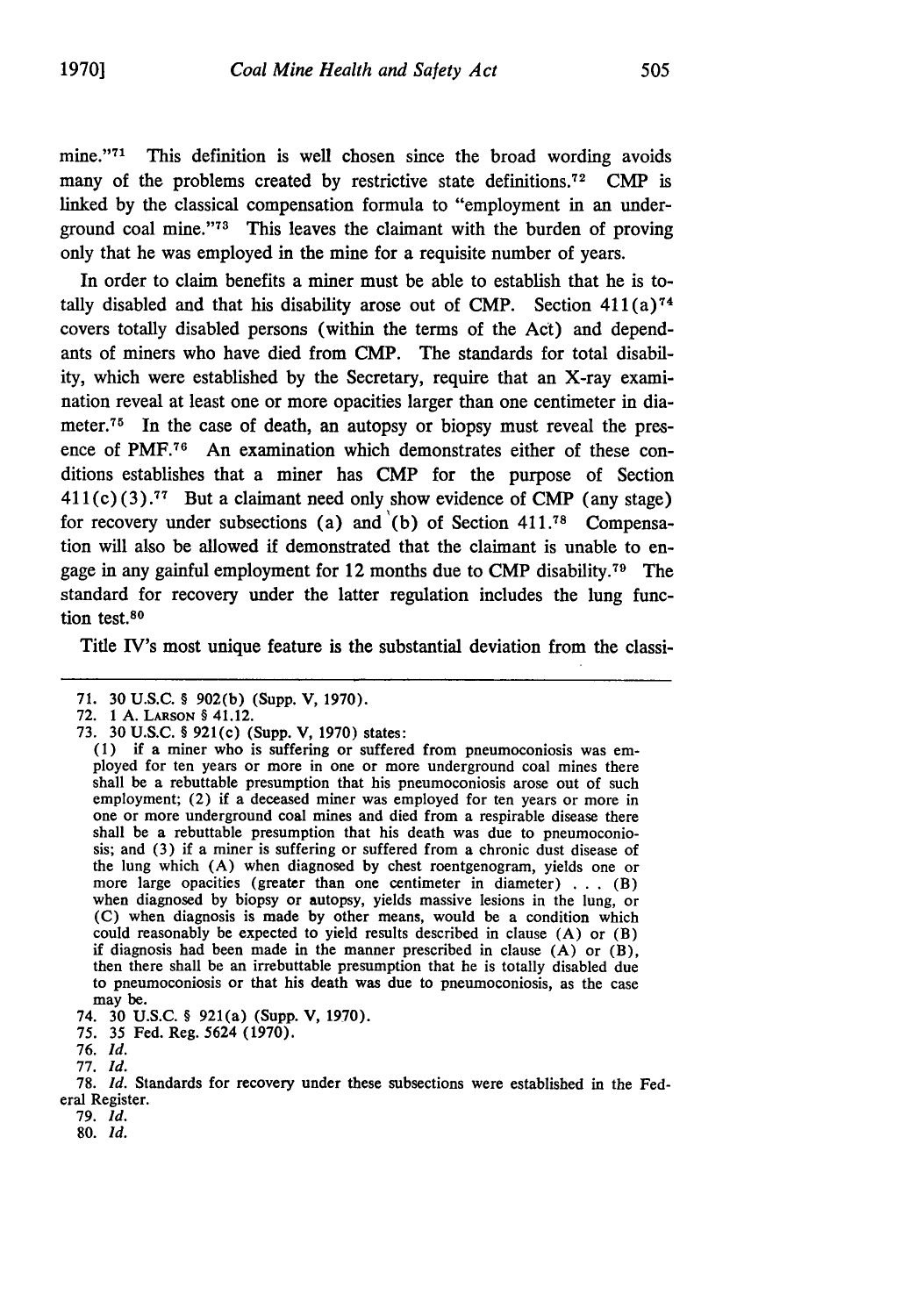mine."[71] This definition is well chosen since the broad wording avoids many of the problems created by restrictive state definitions.[72] CMP is linked by the classical compensation formula to "employment in an underground coal mine."[73] This leaves the claimant with the burden of proving only that he was employed in the mine for a requisite number of years.

In order to claim benefits a miner must be able to establish that he is totally disabled and that his disability arose out of CMP. Section 411(a)[74] covers totally disabled persons (within the terms of the Act) and dependants of miners who have died from CMP. The standards for total disability, which were established by the Secretary, require that an X-ray examination reveal at least one or more opacities larger than one centimeter in diameter.[75] In the case of death, an autopsy or biopsy must reveal the presence of PMF.[76] An examination which demonstrates either of these conditions establishes that a miner has CMP for the purpose of Section 411(c)(3).[77] But a claimant need only show evidence of CMP (any stage) for recovery under subsections (a) and (b) of Section 411.[78] Compensation will also be allowed if demonstrated that the claimant is unable to engage in any gainful employment for 12 months due to CMP disability.[79] The standard for recovery under the latter regulation includes the lung function test.[80]

Title IV's most unique feature is the substantial deviation from the classi-

---

71. 30 U.S.C. § 902(b) (Supp. V, 1970).

72. 1 A. LARSON § 41.12.

73. 30 U.S.C. § 921(c) (Supp. V, 1970) states:

(1) if a miner who is suffering or suffered from pneumoconiosis was employed for ten years or more in one or more underground coal mines there shall be a rebuttable presumption that his pneumoconiosis arose out of such employment; (2) if a deceased miner was employed for ten years or more in one or more underground coal mines and died from a respirable disease there shall be a rebuttable presumption that his death was due to pneumoconiosis; and (3) if a miner is suffering or suffered from a chronic dust disease of the lung which (A) when diagnosed by chest roentgenogram, yields one or more large opacities (greater than one centimeter in diameter) . . . (B) when diagnosed by biopsy or autopsy, yields massive lesions in the lung, or (C) when diagnosis is made by other means, would be a condition which could reasonably be expected to yield results described in clause (A) or (B) if diagnosis had been made in the manner prescribed in clause (A) or (B), then there shall be an irrebuttable presumption that he is totally disabled due to pneumoconiosis or that his death was due to pneumoconiosis, as the case may be.

74. 30 U.S.C. § 921(a) (Supp. V, 1970).

75. 35 Fed. Reg. 5624 (1970).

76. *Id.*

77. *Id.*

78. *Id.* Standards for recovery under these subsections were established in the Federal Register.

79. *Id.*

80. *Id.*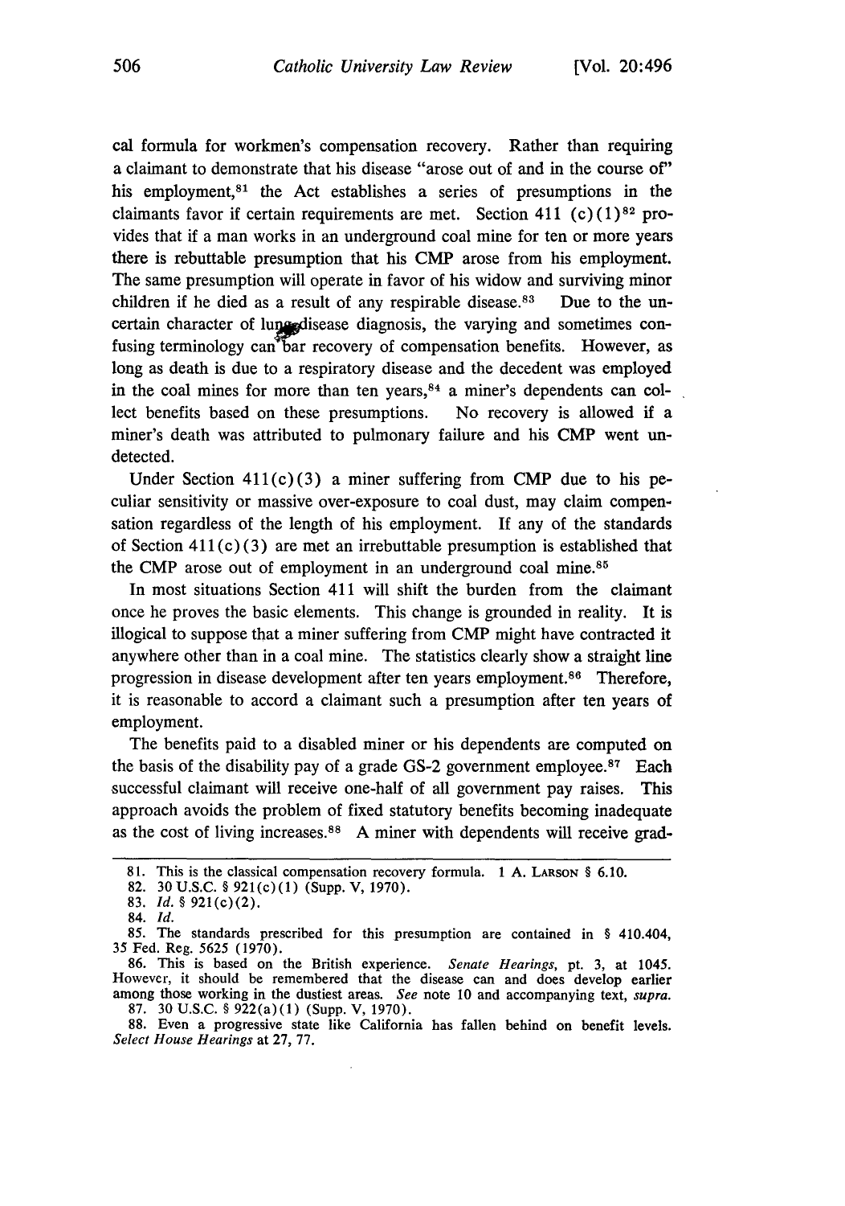cal formula for workmen's compensation recovery. Rather than requiring a claimant to demonstrate that his disease "arose out of and in the course of" his employment,[81] the Act establishes a series of presumptions in the claimants favor if certain requirements are met. Section 411 (c)(1)[82] provides that if a man works in an underground coal mine for ten or more years there is rebuttable presumption that his CMP arose from his employment. The same presumption will operate in favor of his widow and surviving minor children if he died as a result of any respirable disease.[83] Due to the uncertain character of lung disease diagnosis, the varying and sometimes confusing terminology can bar recovery of compensation benefits. However, as long as death is due to a respiratory disease and the decedent was employed in the coal mines for more than ten years,[84] a miner's dependents can collect benefits based on these presumptions. No recovery is allowed if a miner's death was attributed to pulmonary failure and his CMP went undetected.

Under Section 411(c)(3) a miner suffering from CMP due to his peculiar sensitivity or massive over-exposure to coal dust, may claim compensation regardless of the length of his employment. If any of the standards of Section 411(c)(3) are met an irrebuttable presumption is established that the CMP arose out of employment in an underground coal mine.[85]

In most situations Section 411 will shift the burden from the claimant once he proves the basic elements. This change is grounded in reality. It is illogical to suppose that a miner suffering from CMP might have contracted it anywhere other than in a coal mine. The statistics clearly show a straight line progression in disease development after ten years employment.[86] Therefore, it is reasonable to accord a claimant such a presumption after ten years of employment.

The benefits paid to a disabled miner or his dependents are computed on the basis of the disability pay of a grade GS-2 government employee.[87] Each successful claimant will receive one-half of all government pay raises. This approach avoids the problem of fixed statutory benefits becoming inadequate as the cost of living increases.[88] A miner with dependents will receive grad-

---

81. This is the classical compensation recovery formula. 1 A. LARSON § 6.10.

82. 30 U.S.C. § 921(c)(1) (Supp. V, 1970).

83. *Id.* § 921(c)(2).

84. *Id.*

85. The standards prescribed for this presumption are contained in § 410.404, 35 Fed. Reg. 5625 (1970).

86. This is based on the British experience. *Senate Hearings*, pt. 3, at 1045. However, it should be remembered that the disease can and does develop earlier among those working in the dustiest areas. *See* note 10 and accompanying text, *supra.*

87. 30 U.S.C. § 922(a)(1) (Supp. V, 1970).

88. Even a progressive state like California has fallen behind on benefit levels. *Select House Hearings* at 27, 77.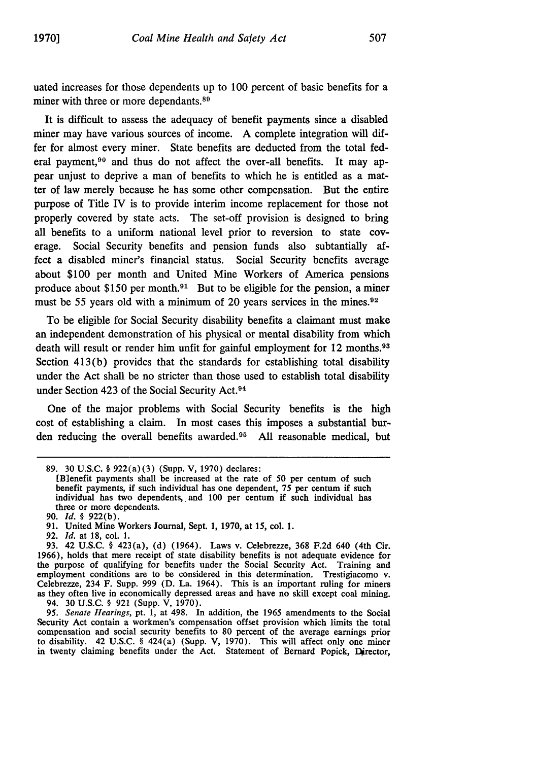uated increases for those dependents up to 100 percent of basic benefits for a miner with three or more dependants.[89]

It is difficult to assess the adequacy of benefit payments since a disabled miner may have various sources of income. A complete integration will differ for almost every miner. State benefits are deducted from the total federal payment,[90] and thus do not affect the over-all benefits. It may appear unjust to deprive a man of benefits to which he is entitled as a matter of law merely because he has some other compensation. But the entire purpose of Title IV is to provide interim income replacement for those not properly covered by state acts. The set-off provision is designed to bring all benefits to a uniform national level prior to reversion to state coverage. Social Security benefits and pension funds also subtantially affect a disabled miner's financial status. Social Security benefits average about $100 per month and United Mine Workers of America pensions produce about $150 per month.[91] But to be eligible for the pension, a miner must be 55 years old with a minimum of 20 years services in the mines.[92]

To be eligible for Social Security disability benefits a claimant must make an independent demonstration of his physical or mental disability from which death will result or render him unfit for gainful employment for 12 months.[93] Section 413(b) provides that the standards for establishing total disability under the Act shall be no stricter than those used to establish total disability under Section 423 of the Social Security Act.[94]

One of the major problems with Social Security benefits is the high cost of establishing a claim. In most cases this imposes a substantial burden reducing the overall benefits awarded.[95] All reasonable medical, but

---

89. 30 U.S.C. § 922(a)(3) (Supp. V, 1970) declares:

[B]enefit payments shall be increased at the rate of 50 per centum of such benefit payments, if such individual has one dependent, 75 per centum if such individual has two dependents, and 100 per centum if such individual has three or more dependents.

90. *Id.* § 922(b).

91. United Mine Workers Journal, Sept. 1, 1970, at 15, col. 1.

92. *Id.* at 18, col. 1.

93. 42 U.S.C. § 423(a), (d) (1964). Laws v. Celebrezze, 368 F.2d 640 (4th Cir. 1966), holds that mere receipt of state disability benefits is not adequate evidence for the purpose of qualifying for benefits under the Social Security Act. Training and employment conditions are to be considered in this determination. Trestigiacomo v. Celebrezze, 234 F. Supp. 999 (D. La. 1964). This is an important ruling for miners as they often live in economically depressed areas and have no skill except coal mining.

94. 30 U.S.C. § 921 (Supp. V, 1970).

95. *Senate Hearings*, pt. 1, at 498. In addition, the 1965 amendments to the Social Security Act contain a workmen's compensation offset provision which limits the total compensation and social security benefits to 80 percent of the average earnings prior to disability. 42 U.S.C. § 424(a) (Supp. V, 1970). This will affect only one miner in twenty claiming benefits under the Act. Statement of Bernard Popick, Director,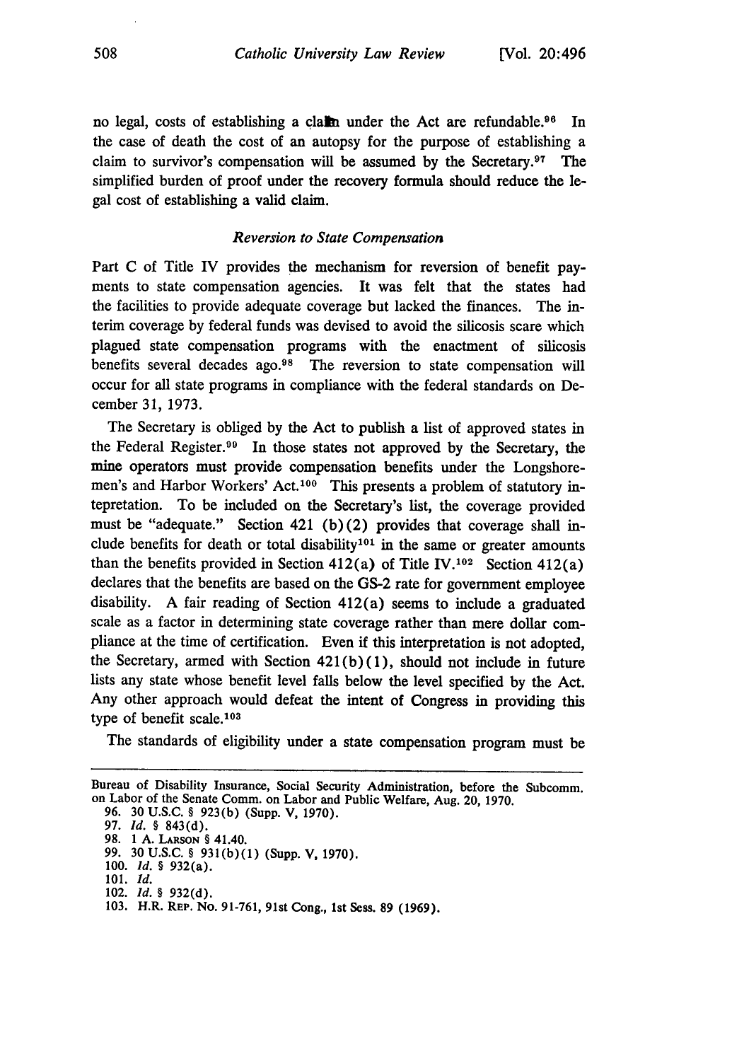no legal, costs of establishing a claim under the Act are refundable.[96] In the case of death the cost of an autopsy for the purpose of establishing a claim to survivor's compensation will be assumed by the Secretary.[97] The simplified burden of proof under the recovery formula should reduce the legal cost of establishing a valid claim.

*Reversion to State Compensation*

Part C of Title IV provides the mechanism for reversion of benefit payments to state compensation agencies. It was felt that the states had the facilities to provide adequate coverage but lacked the finances. The interim coverage by federal funds was devised to avoid the silicosis scare which plagued state compensation programs with the enactment of silicosis benefits several decades ago.[98] The reversion to state compensation will occur for all state programs in compliance with the federal standards on December 31, 1973.

The Secretary is obliged by the Act to publish a list of approved states in the Federal Register.[99] In those states not approved by the Secretary, the mine operators must provide compensation benefits under the Longshoremen's and Harbor Workers' Act.[100] This presents a problem of statutory intepretation. To be included on the Secretary's list, the coverage provided must be "adequate." Section 421 (b)(2) provides that coverage shall include benefits for death or total disability[101] in the same or greater amounts than the benefits provided in Section 412(a) of Title IV.[102] Section 412(a) declares that the benefits are based on the GS-2 rate for government employee disability. A fair reading of Section 412(a) seems to include a graduated scale as a factor in determining state coverage rather than mere dollar compliance at the time of certification. Even if this interpretation is not adopted, the Secretary, armed with Section 421(b)(1), should not include in future lists any state whose benefit level falls below the level specified by the Act. Any other approach would defeat the intent of Congress in providing this type of benefit scale.[103]

The standards of eligibility under a state compensation program must be

---

Bureau of Disability Insurance, Social Security Administration, before the Subcomm. on Labor of the Senate Comm. on Labor and Public Welfare, Aug. 20, 1970.

96. 30 U.S.C. § 923(b) (Supp. V, 1970).
97. *Id.* § 843(d).
98. 1 A. LARSON § 41.40.
99. 30 U.S.C. § 931(b)(1) (Supp. V, 1970).
100. *Id.* § 932(a).
101. *Id.*
102. *Id.* § 932(d).
103. H.R. REP. No. 91-761, 91st Cong., 1st Sess. 89 (1969).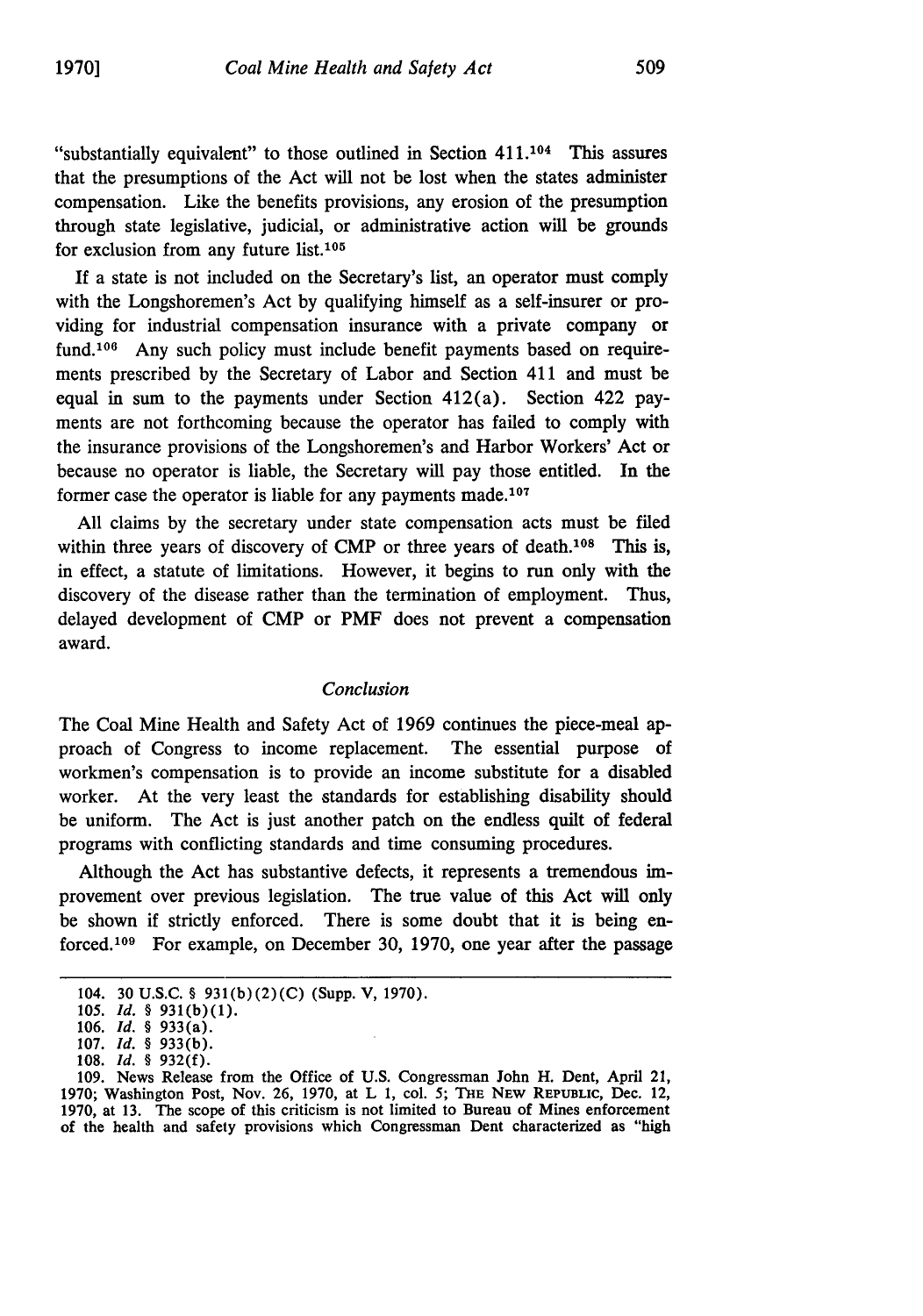"substantially equivalent" to those outlined in Section 411.[104] This assures that the presumptions of the Act will not be lost when the states administer compensation. Like the benefits provisions, any erosion of the presumption through state legislative, judicial, or administrative action will be grounds for exclusion from any future list.[105]

If a state is not included on the Secretary's list, an operator must comply with the Longshoremen's Act by qualifying himself as a self-insurer or providing for industrial compensation insurance with a private company or fund.[106] Any such policy must include benefit payments based on requirements prescribed by the Secretary of Labor and Section 411 and must be equal in sum to the payments under Section 412(a). Section 422 payments are not forthcoming because the operator has failed to comply with the insurance provisions of the Longshoremen's and Harbor Workers' Act or because no operator is liable, the Secretary will pay those entitled. In the former case the operator is liable for any payments made.[107]

All claims by the secretary under state compensation acts must be filed within three years of discovery of CMP or three years of death.[108] This is, in effect, a statute of limitations. However, it begins to run only with the discovery of the disease rather than the termination of employment. Thus, delayed development of CMP or PMF does not prevent a compensation award.

### *Conclusion*

The Coal Mine Health and Safety Act of 1969 continues the piece-meal approach of Congress to income replacement. The essential purpose of workmen's compensation is to provide an income substitute for a disabled worker. At the very least the standards for establishing disability should be uniform. The Act is just another patch on the endless quilt of federal programs with conflicting standards and time consuming procedures.

Although the Act has substantive defects, it represents a tremendous improvement over previous legislation. The true value of this Act will only be shown if strictly enforced. There is some doubt that it is being enforced.[109] For example, on December 30, 1970, one year after the passage

---

104. 30 U.S.C. § 931(b)(2)(C) (Supp. V, 1970).

105. *Id.* § 931(b)(1).

106. *Id.* § 933(a).

107. *Id.* § 933(b).

108. *Id.* § 932(f).

109. News Release from the Office of U.S. Congressman John H. Dent, April 21, 1970; Washington Post, Nov. 26, 1970, at L 1, col. 5; THE NEW REPUBLIC, Dec. 12, 1970, at 13. The scope of this criticism is not limited to Bureau of Mines enforcement of the health and safety provisions which Congressman Dent characterized as "high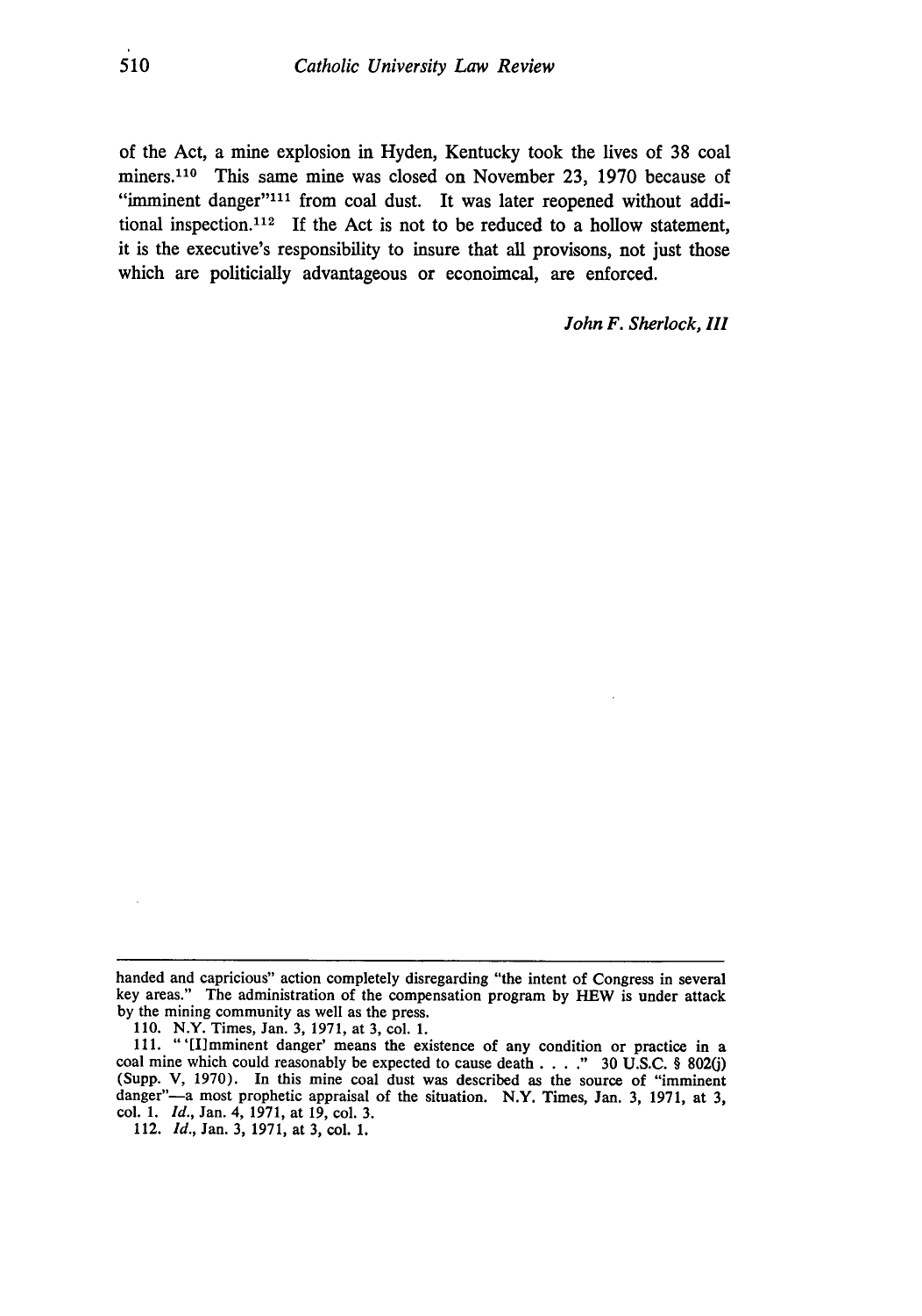of the Act, a mine explosion in Hyden, Kentucky took the lives of 38 coal miners.[110] This same mine was closed on November 23, 1970 because of "imminent danger"[111] from coal dust. It was later reopened without additional inspection.[112] If the Act is not to be reduced to a hollow statement, it is the executive's responsibility to insure that all provisons, not just those which are politicially advantageous or econoimcal, are enforced.

*John F. Sherlock, III*

---

handed and capricious" action completely disregarding "the intent of Congress in several key areas." The administration of the compensation program by HEW is under attack by the mining community as well as the press.

110. N.Y. Times, Jan. 3, 1971, at 3, col. 1.

111. "'[I]mminent danger' means the existence of any condition or practice in a coal mine which could reasonably be expected to cause death . . . ." 30 U.S.C. § 802(j) (Supp. V, 1970). In this mine coal dust was described as the source of "imminent danger"—a most prophetic appraisal of the situation. N.Y. Times, Jan. 3, 1971, at 3, col. 1. *Id.*, Jan. 4, 1971, at 19, col. 3.

112. *Id.*, Jan. 3, 1971, at 3, col. 1.